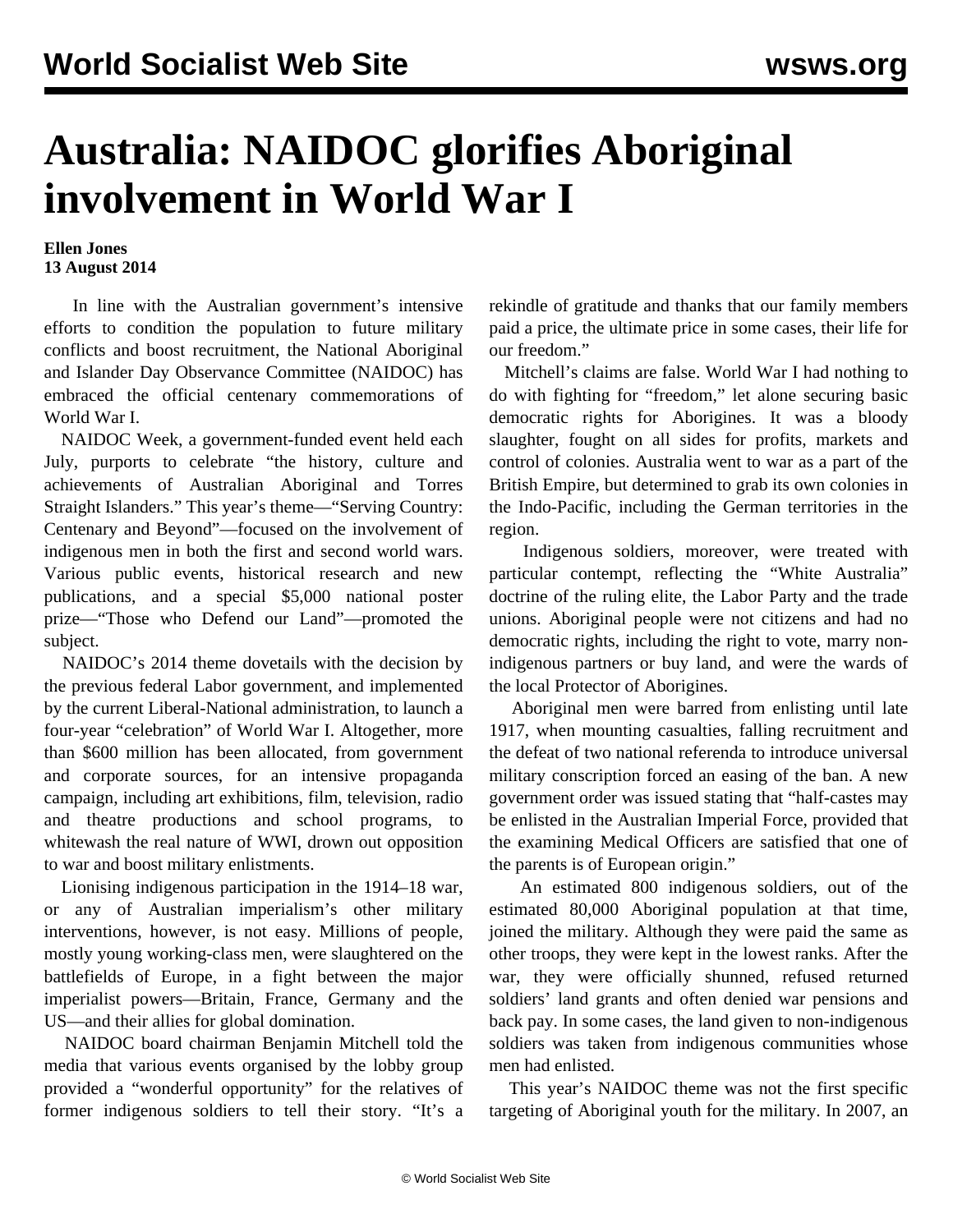# Australia: NAIDOC glorifies Aboriginal involvement in World War I

**Ellen Jones**
**13 August 2014**

In line with the Australian government's intensive efforts to condition the population to future military conflicts and boost recruitment, the National Aboriginal and Islander Day Observance Committee (NAIDOC) has embraced the official centenary commemorations of World War I.

NAIDOC Week, a government-funded event held each July, purports to celebrate "the history, culture and achievements of Australian Aboriginal and Torres Straight Islanders." This year's theme—"Serving Country: Centenary and Beyond"—focused on the involvement of indigenous men in both the first and second world wars. Various public events, historical research and new publications, and a special $5,000 national poster prize—"Those who Defend our Land"—promoted the subject.

NAIDOC's 2014 theme dovetails with the decision by the previous federal Labor government, and implemented by the current Liberal-National administration, to launch a four-year "celebration" of World War I. Altogether, more than $600 million has been allocated, from government and corporate sources, for an intensive propaganda campaign, including art exhibitions, film, television, radio and theatre productions and school programs, to whitewash the real nature of WWI, drown out opposition to war and boost military enlistments.

Lionising indigenous participation in the 1914–18 war, or any of Australian imperialism's other military interventions, however, is not easy. Millions of people, mostly young working-class men, were slaughtered on the battlefields of Europe, in a fight between the major imperialist powers—Britain, France, Germany and the US—and their allies for global domination.

NAIDOC board chairman Benjamin Mitchell told the media that various events organised by the lobby group provided a "wonderful opportunity" for the relatives of former indigenous soldiers to tell their story. "It's a rekindle of gratitude and thanks that our family members paid a price, the ultimate price in some cases, their life for our freedom."

Mitchell's claims are false. World War I had nothing to do with fighting for "freedom," let alone securing basic democratic rights for Aborigines. It was a bloody slaughter, fought on all sides for profits, markets and control of colonies. Australia went to war as a part of the British Empire, but determined to grab its own colonies in the Indo-Pacific, including the German territories in the region.

Indigenous soldiers, moreover, were treated with particular contempt, reflecting the "White Australia" doctrine of the ruling elite, the Labor Party and the trade unions. Aboriginal people were not citizens and had no democratic rights, including the right to vote, marry non-indigenous partners or buy land, and were the wards of the local Protector of Aborigines.

Aboriginal men were barred from enlisting until late 1917, when mounting casualties, falling recruitment and the defeat of two national referenda to introduce universal military conscription forced an easing of the ban. A new government order was issued stating that "half-castes may be enlisted in the Australian Imperial Force, provided that the examining Medical Officers are satisfied that one of the parents is of European origin."

An estimated 800 indigenous soldiers, out of the estimated 80,000 Aboriginal population at that time, joined the military. Although they were paid the same as other troops, they were kept in the lowest ranks. After the war, they were officially shunned, refused returned soldiers' land grants and often denied war pensions and back pay. In some cases, the land given to non-indigenous soldiers was taken from indigenous communities whose men had enlisted.

This year's NAIDOC theme was not the first specific targeting of Aboriginal youth for the military. In 2007, an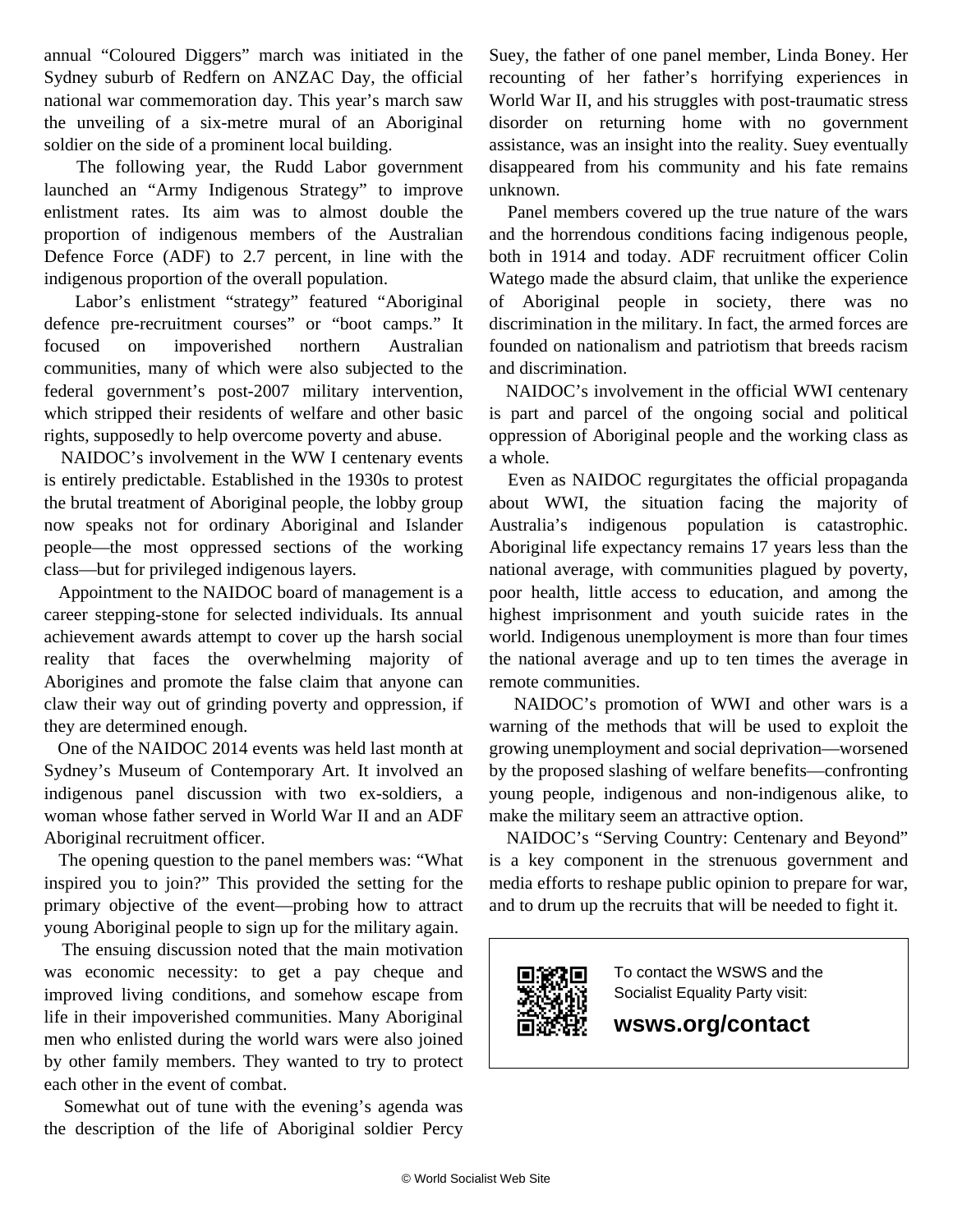annual "Coloured Diggers" march was initiated in the Sydney suburb of Redfern on ANZAC Day, the official national war commemoration day. This year's march saw the unveiling of a six-metre mural of an Aboriginal soldier on the side of a prominent local building.

The following year, the Rudd Labor government launched an "Army Indigenous Strategy" to improve enlistment rates. Its aim was to almost double the proportion of indigenous members of the Australian Defence Force (ADF) to 2.7 percent, in line with the indigenous proportion of the overall population.

Labor's enlistment "strategy" featured "Aboriginal defence pre-recruitment courses" or "boot camps." It focused on impoverished northern Australian communities, many of which were also subjected to the federal government's post-2007 military intervention, which stripped their residents of welfare and other basic rights, supposedly to help overcome poverty and abuse.

NAIDOC's involvement in the WW I centenary events is entirely predictable. Established in the 1930s to protest the brutal treatment of Aboriginal people, the lobby group now speaks not for ordinary Aboriginal and Islander people—the most oppressed sections of the working class—but for privileged indigenous layers.

Appointment to the NAIDOC board of management is a career stepping-stone for selected individuals. Its annual achievement awards attempt to cover up the harsh social reality that faces the overwhelming majority of Aborigines and promote the false claim that anyone can claw their way out of grinding poverty and oppression, if they are determined enough.

One of the NAIDOC 2014 events was held last month at Sydney's Museum of Contemporary Art. It involved an indigenous panel discussion with two ex-soldiers, a woman whose father served in World War II and an ADF Aboriginal recruitment officer.

The opening question to the panel members was: "What inspired you to join?" This provided the setting for the primary objective of the event—probing how to attract young Aboriginal people to sign up for the military again.

The ensuing discussion noted that the main motivation was economic necessity: to get a pay cheque and improved living conditions, and somehow escape from life in their impoverished communities. Many Aboriginal men who enlisted during the world wars were also joined by other family members. They wanted to try to protect each other in the event of combat.

Somewhat out of tune with the evening's agenda was the description of the life of Aboriginal soldier Percy Suey, the father of one panel member, Linda Boney. Her recounting of her father's horrifying experiences in World War II, and his struggles with post-traumatic stress disorder on returning home with no government assistance, was an insight into the reality. Suey eventually disappeared from his community and his fate remains unknown.

Panel members covered up the true nature of the wars and the horrendous conditions facing indigenous people, both in 1914 and today. ADF recruitment officer Colin Watego made the absurd claim, that unlike the experience of Aboriginal people in society, there was no discrimination in the military. In fact, the armed forces are founded on nationalism and patriotism that breeds racism and discrimination.

NAIDOC's involvement in the official WWI centenary is part and parcel of the ongoing social and political oppression of Aboriginal people and the working class as a whole.

Even as NAIDOC regurgitates the official propaganda about WWI, the situation facing the majority of Australia's indigenous population is catastrophic. Aboriginal life expectancy remains 17 years less than the national average, with communities plagued by poverty, poor health, little access to education, and among the highest imprisonment and youth suicide rates in the world. Indigenous unemployment is more than four times the national average and up to ten times the average in remote communities.

NAIDOC's promotion of WWI and other wars is a warning of the methods that will be used to exploit the growing unemployment and social deprivation—worsened by the proposed slashing of welfare benefits—confronting young people, indigenous and non-indigenous alike, to make the military seem an attractive option.

NAIDOC's "Serving Country: Centenary and Beyond" is a key component in the strenuous government and media efforts to reshape public opinion to prepare for war, and to drum up the recruits that will be needed to fight it.

To contact the WSWS and the Socialist Equality Party visit:

**wsws.org/contact**